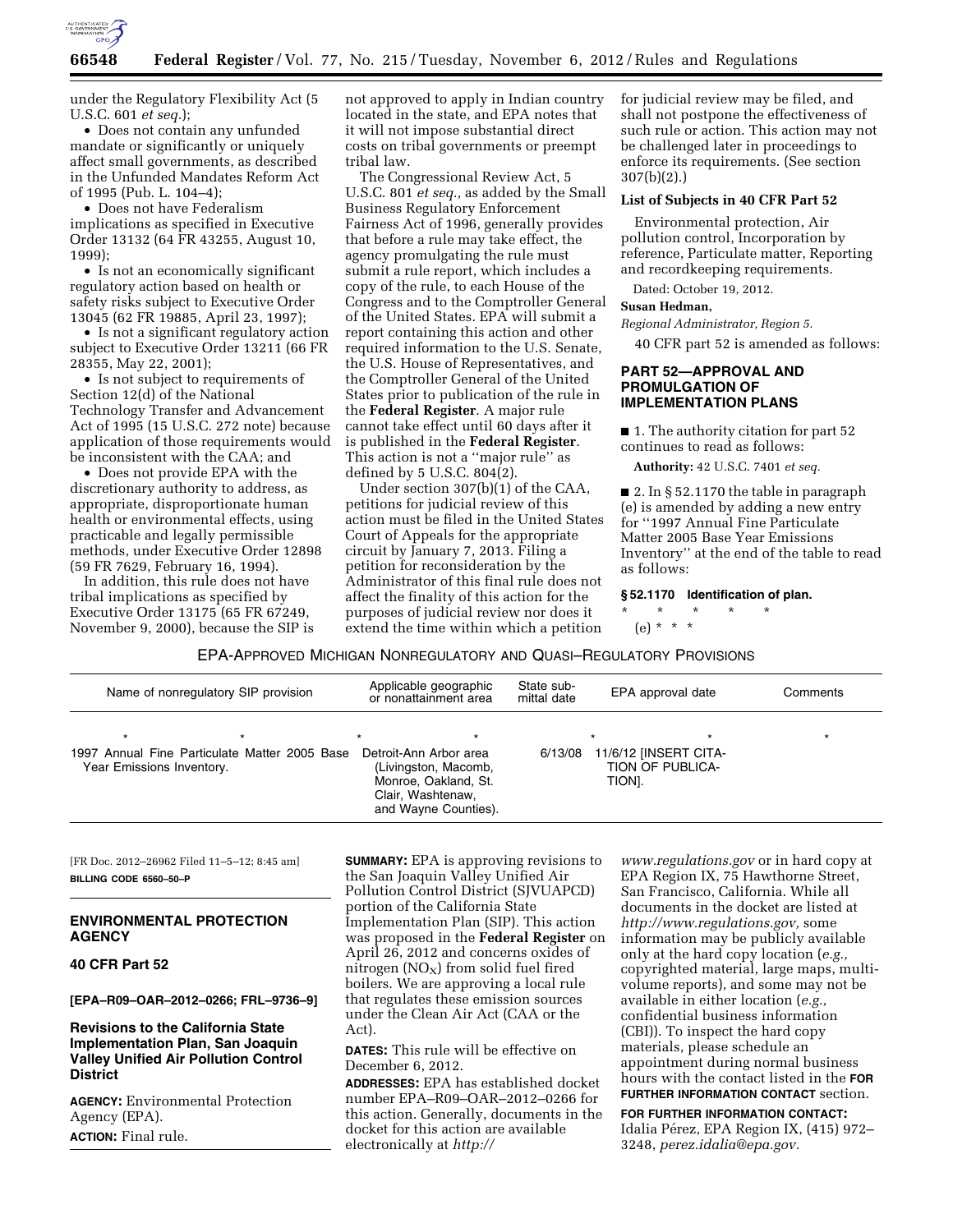under the Regulatory Flexibility Act (5 U.S.C. 601 *et seq.*);

- Does not contain any unfunded mandate or significantly or uniquely affect small governments, as described in the Unfunded Mandates Reform Act of 1995 (Pub. L. 104–4);
- Does not have Federalism implications as specified in Executive Order 13132 (64 FR 43255, August 10, 1999);
- Is not an economically significant regulatory action based on health or safety risks subject to Executive Order 13045 (62 FR 19885, April 23, 1997);
- Is not a significant regulatory action subject to Executive Order 13211 (66 FR 28355, May 22, 2001);
- Is not subject to requirements of Section 12(d) of the National Technology Transfer and Advancement Act of 1995 (15 U.S.C. 272 note) because application of those requirements would be inconsistent with the CAA; and
- Does not provide EPA with the discretionary authority to address, as appropriate, disproportionate human health or environmental effects, using practicable and legally permissible methods, under Executive Order 12898 (59 FR 7629, February 16, 1994).

In addition, this rule does not have tribal implications as specified by Executive Order 13175 (65 FR 67249, November 9, 2000), because the SIP is not approved to apply in Indian country located in the state, and EPA notes that it will not impose substantial direct costs on tribal governments or preempt tribal law.

The Congressional Review Act, 5 U.S.C. 801 *et seq.,* as added by the Small Business Regulatory Enforcement Fairness Act of 1996, generally provides that before a rule may take effect, the agency promulgating the rule must submit a rule report, which includes a copy of the rule, to each House of the Congress and to the Comptroller General of the United States. EPA will submit a report containing this action and other required information to the U.S. Senate, the U.S. House of Representatives, and the Comptroller General of the United States prior to publication of the rule in the **Federal Register**. A major rule cannot take effect until 60 days after it is published in the **Federal Register**. This action is not a "major rule" as defined by 5 U.S.C. 804(2).

Under section 307(b)(1) of the CAA, petitions for judicial review of this action must be filed in the United States Court of Appeals for the appropriate circuit by January 7, 2013. Filing a petition for reconsideration by the Administrator of this final rule does not affect the finality of this action for the purposes of judicial review nor does it extend the time within which a petition for judicial review may be filed, and shall not postpone the effectiveness of such rule or action. This action may not be challenged later in proceedings to enforce its requirements. (See section 307(b)(2).)

**List of Subjects in 40 CFR Part 52**

Environmental protection, Air pollution control, Incorporation by reference, Particulate matter, Reporting and recordkeeping requirements.

Dated: October 19, 2012.

**Susan Hedman,**

*Regional Administrator, Region 5.*

40 CFR part 52 is amended as follows:

## PART 52—APPROVAL AND PROMULGATION OF IMPLEMENTATION PLANS

■ 1. The authority citation for part 52 continues to read as follows:

**Authority:** 42 U.S.C. 7401 *et seq.*

■ 2. In § 52.1170 the table in paragraph (e) is amended by adding a new entry for "1997 Annual Fine Particulate Matter 2005 Base Year Emissions Inventory" at the end of the table to read as follows:

**§ 52.1170 Identification of plan.**

\* \* \* \* \*

(e) \* \* \*

EPA-APPROVED MICHIGAN NONREGULATORY AND QUASI–REGULATORY PROVISIONS

| Name of nonregulatory SIP provision | Applicable geographic or nonattainment area | State submittal date | EPA approval date | Comments |
|---|---|---|---|---|
| \* \* | \* \* | \* | \* \* | \* |
| 1997 Annual Fine Particulate Matter 2005 Base Year Emissions Inventory. | Detroit-Ann Arbor area (Livingston, Macomb, Monroe, Oakland, St. Clair, Washtenaw, and Wayne Counties). | 6/13/08 | 11/6/12 [INSERT CITATION OF PUBLICATION]. | |

[FR Doc. 2012–26962 Filed 11–5–12; 8:45 am]

**BILLING CODE 6560–50–P**

---

## ENVIRONMENTAL PROTECTION AGENCY

### 40 CFR Part 52

**[EPA–R09–OAR–2012–0266; FRL–9736–9]**

### Revisions to the California State Implementation Plan, San Joaquin Valley Unified Air Pollution Control District

**AGENCY:** Environmental Protection Agency (EPA).

**ACTION:** Final rule.

**SUMMARY:** EPA is approving revisions to the San Joaquin Valley Unified Air Pollution Control District (SJVUAPCD) portion of the California State Implementation Plan (SIP). This action was proposed in the **Federal Register** on April 26, 2012 and concerns oxides of nitrogen ($NO_X$) from solid fuel fired boilers. We are approving a local rule that regulates these emission sources under the Clean Air Act (CAA or the Act).

**DATES:** This rule will be effective on December 6, 2012.

**ADDRESSES:** EPA has established docket number EPA–R09–OAR–2012–0266 for this action. Generally, documents in the docket for this action are available electronically at *http://www.regulations.gov* or in hard copy at EPA Region IX, 75 Hawthorne Street, San Francisco, California. While all documents in the docket are listed at *http://www.regulations.gov,* some information may be publicly available only at the hard copy location (*e.g.,* copyrighted material, large maps, multi-volume reports), and some may not be available in either location (*e.g.,* confidential business information (CBI)). To inspect the hard copy materials, please schedule an appointment during normal business hours with the contact listed in the **FOR FURTHER INFORMATION CONTACT** section.

**FOR FURTHER INFORMATION CONTACT:** Idalia Pérez, EPA Region IX, (415) 972–3248, *perez.idalia@epa.gov.*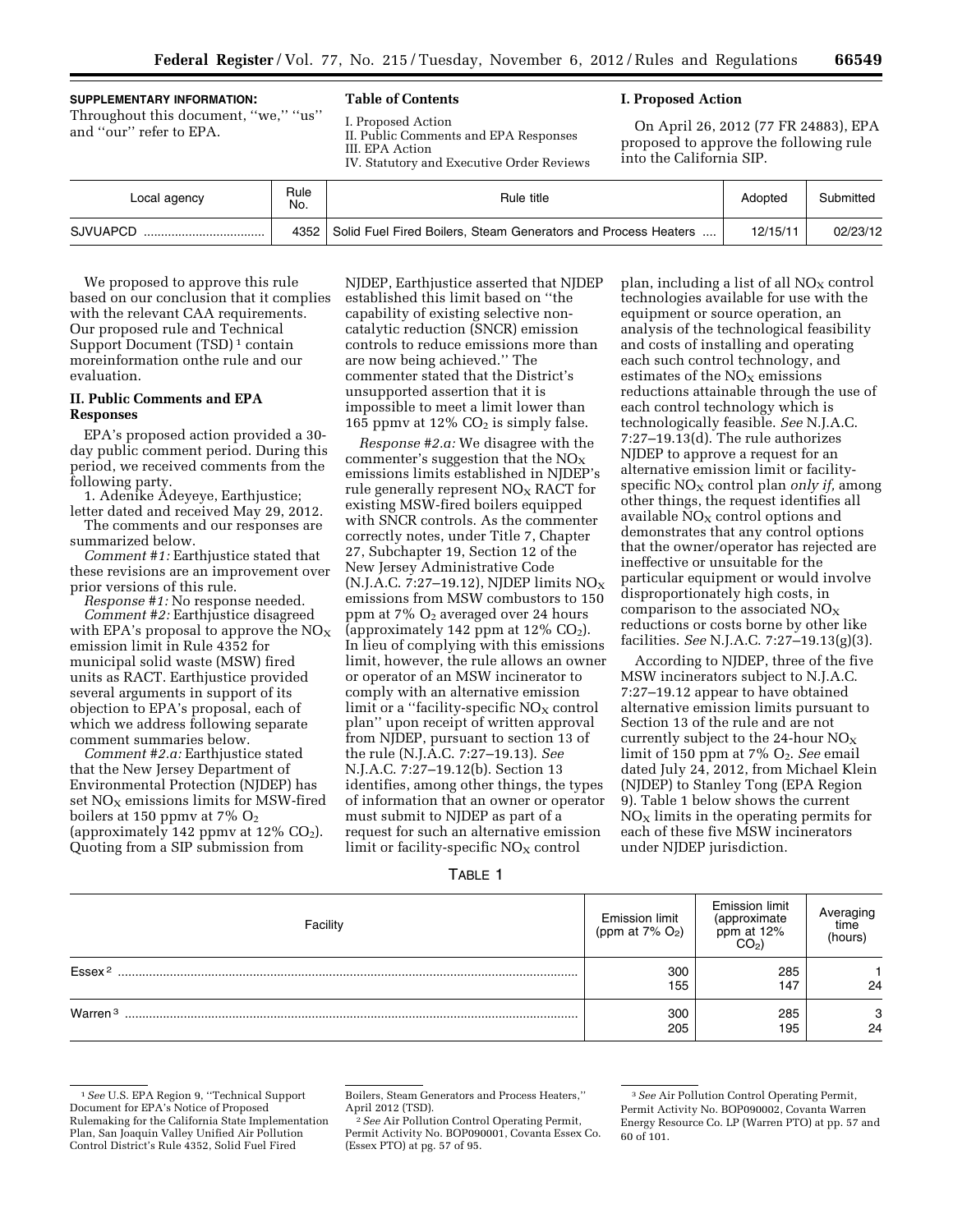**SUPPLEMENTARY INFORMATION:**

Throughout this document, "we," "us" and "our" refer to EPA.

**Table of Contents**

I. Proposed Action
II. Public Comments and EPA Responses
III. EPA Action
IV. Statutory and Executive Order Reviews

## I. Proposed Action

On April 26, 2012 (77 FR 24883), EPA proposed to approve the following rule into the California SIP.

| Local agency | Rule No. | Rule title | Adopted | Submitted |
| --- | --- | --- | --- | --- |
| SJVUAPCD | 4352 | Solid Fuel Fired Boilers, Steam Generators and Process Heaters | 12/15/11 | 02/23/12 |

We proposed to approve this rule based on our conclusion that it complies with the relevant CAA requirements. Our proposed rule and Technical Support Document (TSD)[1] contain moreinformation onthe rule and our evaluation.

## II. Public Comments and EPA Responses

EPA's proposed action provided a 30-day public comment period. During this period, we received comments from the following party.

1. Adenike Adeyeye, Earthjustice; letter dated and received May 29, 2012.

The comments and our responses are summarized below.

*Comment #1:* Earthjustice stated that these revisions are an improvement over prior versions of this rule.

*Response #1:* No response needed.

*Comment #2:* Earthjustice disagreed with EPA's proposal to approve the $NO_X$ emission limit in Rule 4352 for municipal solid waste (MSW) fired units as RACT. Earthjustice provided several arguments in support of its objection to EPA's proposal, each of which we address following separate comment summaries below.

*Comment #2.a:* Earthjustice stated that the New Jersey Department of Environmental Protection (NJDEP) has set $NO_X$ emissions limits for MSW-fired boilers at 150 ppmv at 7% $O_2$ (approximately 142 ppmv at 12% $CO_2$). Quoting from a SIP submission from NJDEP, Earthjustice asserted that NJDEP established this limit based on "the capability of existing selective non-catalytic reduction (SNCR) emission controls to reduce emissions more than are now being achieved." The commenter stated that the District's unsupported assertion that it is impossible to meet a limit lower than 165 ppmv at 12% $CO_2$ is simply false.

*Response #2.a:* We disagree with the commenter's suggestion that the $NO_X$ emissions limits established in NJDEP's rule generally represent $NO_X$ RACT for existing MSW-fired boilers equipped with SNCR controls. As the commenter correctly notes, under Title 7, Chapter 27, Subchapter 19, Section 12 of the New Jersey Administrative Code (N.J.A.C. 7:27–19.12), NJDEP limits $NO_X$ emissions from MSW combustors to 150 ppm at 7% $O_2$ averaged over 24 hours (approximately 142 ppm at 12% $CO_2$). In lieu of complying with this emissions limit, however, the rule allows an owner or operator of an MSW incinerator to comply with an alternative emission limit or a "facility-specific $NO_X$ control plan" upon receipt of written approval from NJDEP, pursuant to section 13 of the rule (N.J.A.C. 7:27–19.13). *See* N.J.A.C. 7:27–19.12(b). Section 13 identifies, among other things, the types of information that an owner or operator must submit to NJDEP as part of a request for such an alternative emission limit or facility-specific $NO_X$ control plan, including a list of all $NO_X$ control technologies available for use with the equipment or source operation, an analysis of the technological feasibility and costs of installing and operating each such control technology, and estimates of the $NO_X$ emissions reductions attainable through the use of each control technology which is technologically feasible. *See* N.J.A.C. 7:27–19.13(d). The rule authorizes NJDEP to approve a request for an alternative emission limit or facility-specific $NO_X$ control plan *only if,* among other things, the request identifies all available $NO_X$ control options and demonstrates that any control options that the owner/operator has rejected are ineffective or unsuitable for the particular equipment or would involve disproportionately high costs, in comparison to the associated $NO_X$ reductions or costs borne by other like facilities. *See* N.J.A.C. 7:27–19.13(g)(3).

According to NJDEP, three of the five MSW incinerators subject to N.J.A.C. 7:27–19.12 appear to have obtained alternative emission limits pursuant to Section 13 of the rule and are not currently subject to the 24-hour $NO_X$ limit of 150 ppm at 7% $O_2$. *See* email dated July 24, 2012, from Michael Klein (NJDEP) to Stanley Tong (EPA Region 9). Table 1 below shows the current $NO_X$ limits in the operating permits for each of these five MSW incinerators under NJDEP jurisdiction.

TABLE 1

| Facility | Emission limit (ppm at 7% $O_2$) | Emission limit (approximate ppm at 12% $CO_2$) | Averaging time (hours) |
| --- | --- | --- | --- |
| Essex[2] | 300 | 285 | 1 |
| | 155 | 147 | 24 |
| Warren[3] | 300 | 285 | 3 |
| | 205 | 195 | 24 |

[1] *See* U.S. EPA Region 9, "Technical Support Document for EPA's Notice of Proposed Rulemaking for the California State Implementation Plan, San Joaquin Valley Unified Air Pollution Control District's Rule 4352, Solid Fuel Fired Boilers, Steam Generators and Process Heaters," April 2012 (TSD).

[2] *See* Air Pollution Control Operating Permit, Permit Activity No. BOP090001, Covanta Essex Co. (Essex PTO) at pg. 57 of 95.

[3] *See* Air Pollution Control Operating Permit, Permit Activity No. BOP090002, Covanta Warren Energy Resource Co. LP (Warren PTO) at pp. 57 and 60 of 101.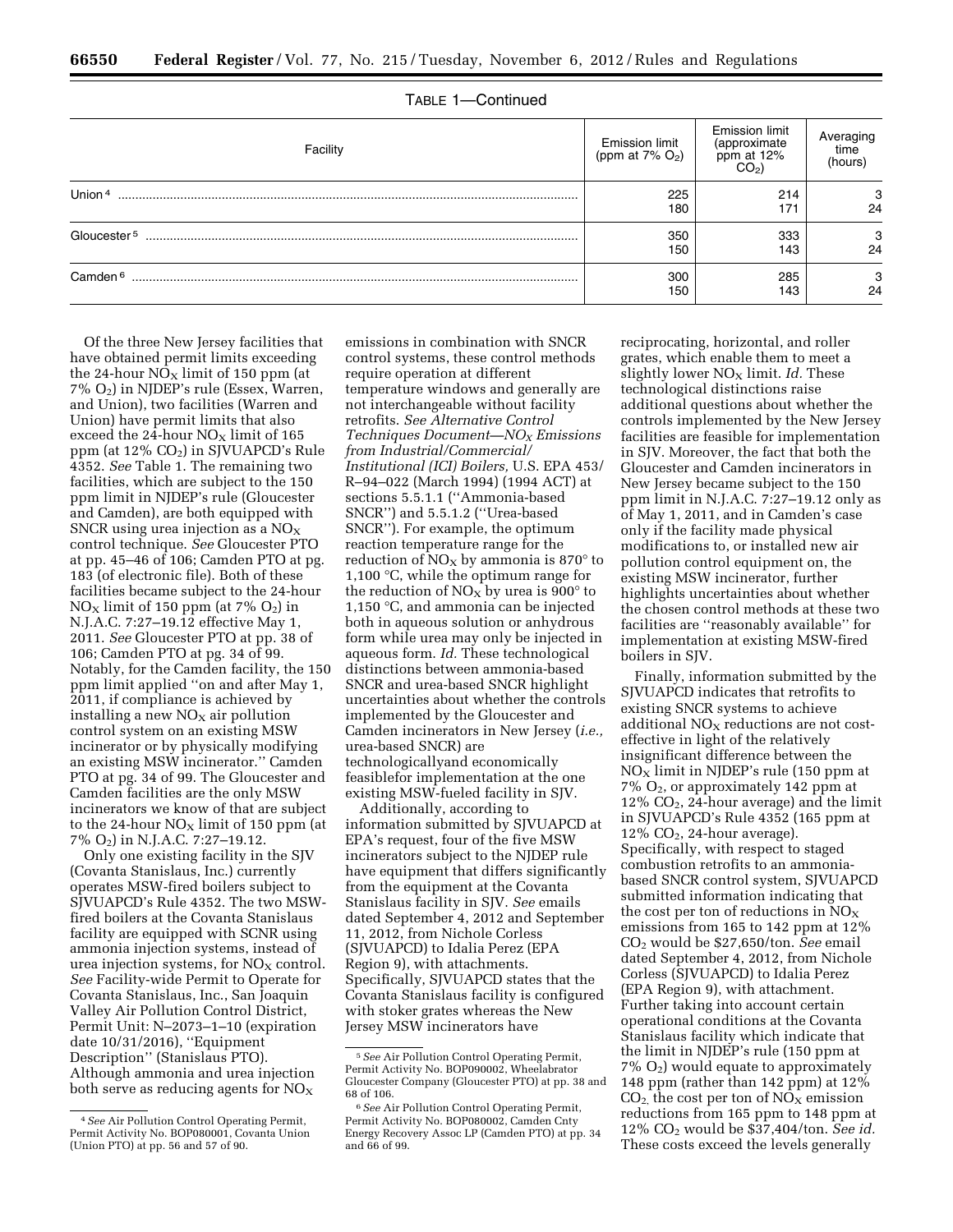TABLE 1—Continued

| Facility | Emission limit (ppm at 7% $O_2$) | Emission limit (approximate ppm at 12% $CO_2$) | Averaging time (hours) |
|---|---|---|---|
| Union [4] | 225 | 214 | 3 |
| | 180 | 171 | 24 |
| Gloucester [5] | 350 | 333 | 3 |
| | 150 | 143 | 24 |
| Camden [6] | 300 | 285 | 3 |
| | 150 | 143 | 24 |

Of the three New Jersey facilities that have obtained permit limits exceeding the 24-hour $NO_X$ limit of 150 ppm (at 7% $O_2$) in NJDEP's rule (Essex, Warren, and Union), two facilities (Warren and Union) have permit limits that also exceed the 24-hour $NO_X$ limit of 165 ppm (at 12% $CO_2$) in SJVUAPCD's Rule 4352. *See* Table 1. The remaining two facilities, which are subject to the 150 ppm limit in NJDEP's rule (Gloucester and Camden), are both equipped with SNCR using urea injection as a $NO_X$ control technique. *See* Gloucester PTO at pp. 45–46 of 106; Camden PTO at pg. 183 (of electronic file). Both of these facilities became subject to the 24-hour $NO_X$ limit of 150 ppm (at 7% $O_2$) in N.J.A.C. 7:27–19.12 effective May 1, 2011. *See* Gloucester PTO at pp. 38 of 106; Camden PTO at pg. 34 of 99. Notably, for the Camden facility, the 150 ppm limit applied ''on and after May 1, 2011, if compliance is achieved by installing a new $NO_X$ air pollution control system on an existing MSW incinerator or by physically modifying an existing MSW incinerator.'' Camden PTO at pg. 34 of 99. The Gloucester and Camden facilities are the only MSW incinerators we know of that are subject to the 24-hour $NO_X$ limit of 150 ppm (at 7% $O_2$) in N.J.A.C. 7:27–19.12.

Only one existing facility in the SJV (Covanta Stanislaus, Inc.) currently operates MSW-fired boilers subject to SJVUAPCD's Rule 4352. The two MSW-fired boilers at the Covanta Stanislaus facility are equipped with SCNR using ammonia injection systems, instead of urea injection systems, for $NO_X$ control. *See* Facility-wide Permit to Operate for Covanta Stanislaus, Inc., San Joaquin Valley Air Pollution Control District, Permit Unit: N–2073–1–10 (expiration date 10/31/2016), ''Equipment Description'' (Stanislaus PTO). Although ammonia and urea injection both serve as reducing agents for $NO_X$ emissions in combination with SNCR control systems, these control methods require operation at different temperature windows and generally are not interchangeable without facility retrofits. *See Alternative Control Techniques Document—$NO_X$ Emissions from Industrial/Commercial/Institutional (ICI) Boilers,* U.S. EPA 453/R–94–022 (March 1994) (1994 ACT) at sections 5.5.1.1 (''Ammonia-based SNCR'') and 5.5.1.2 (''Urea-based SNCR''). For example, the optimum reaction temperature range for the reduction of $NO_X$ by ammonia is 870° to 1,100 °C, while the optimum range for the reduction of $NO_X$ by urea is 900° to 1,150 °C, and ammonia can be injected both in aqueous solution or anhydrous form while urea may only be injected in aqueous form. *Id.* These technological distinctions between ammonia-based SNCR and urea-based SNCR highlight uncertainties about whether the controls implemented by the Gloucester and Camden incinerators in New Jersey (*i.e.,* urea-based SNCR) are technologicallyand economically feasiblefor implementation at the one existing MSW-fueled facility in SJV.

Additionally, according to information submitted by SJVUAPCD at EPA's request, four of the five MSW incinerators subject to the NJDEP rule have equipment that differs significantly from the equipment at the Covanta Stanislaus facility in SJV. *See* emails dated September 4, 2012 and September 11, 2012, from Nichole Corless (SJVUAPCD) to Idalia Perez (EPA Region 9), with attachments. Specifically, SJVUAPCD states that the Covanta Stanislaus facility is configured with stoker grates whereas the New Jersey MSW incinerators have reciprocating, horizontal, and roller grates, which enable them to meet a slightly lower $NO_X$ limit. *Id.* These technological distinctions raise additional questions about whether the controls implemented by the New Jersey facilities are feasible for implementation in SJV. Moreover, the fact that both the Gloucester and Camden incinerators in New Jersey became subject to the 150 ppm limit in N.J.A.C. 7:27–19.12 only as of May 1, 2011, and in Camden's case only if the facility made physical modifications to, or installed new air pollution control equipment on, the existing MSW incinerator, further highlights uncertainties about whether the chosen control methods at these two facilities are ''reasonably available'' for implementation at existing MSW-fired boilers in SJV.

Finally, information submitted by the SJVUAPCD indicates that retrofits to existing SNCR systems to achieve additional $NO_X$ reductions are not cost-effective in light of the relatively insignificant difference between the $NO_X$ limit in NJDEP's rule (150 ppm at 7% $O_2$, or approximately 142 ppm at 12% $CO_2$, 24-hour average) and the limit in SJVUAPCD's Rule 4352 (165 ppm at 12% $CO_2$, 24-hour average). Specifically, with respect to staged combustion retrofits to an ammonia-based SNCR control system, SJVUAPCD submitted information indicating that the cost per ton of reductions in $NO_X$ emissions from 165 to 142 ppm at 12% $CO_2$ would be $27,650/ton. *See* email dated September 4, 2012, from Nichole Corless (SJVUAPCD) to Idalia Perez (EPA Region 9), with attachment. Further taking into account certain operational conditions at the Covanta Stanislaus facility which indicate that the limit in NJDEP's rule (150 ppm at 7% $O_2$) would equate to approximately 148 ppm (rather than 142 ppm) at 12% $CO_2$, the cost per ton of $NO_X$ emission reductions from 165 ppm to 148 ppm at 12% $CO_2$ would be $37,404/ton. *See id.* These costs exceed the levels generally

[4] *See* Air Pollution Control Operating Permit, Permit Activity No. BOP080001, Covanta Union (Union PTO) at pp. 56 and 57 of 90.

[5] *See* Air Pollution Control Operating Permit, Permit Activity No. BOP090002, Wheelabrator Gloucester Company (Gloucester PTO) at pp. 38 and 68 of 106.

[6] *See* Air Pollution Control Operating Permit, Permit Activity No. BOP080002, Camden Cnty Energy Recovery Assoc LP (Camden PTO) at pp. 34 and 66 of 99.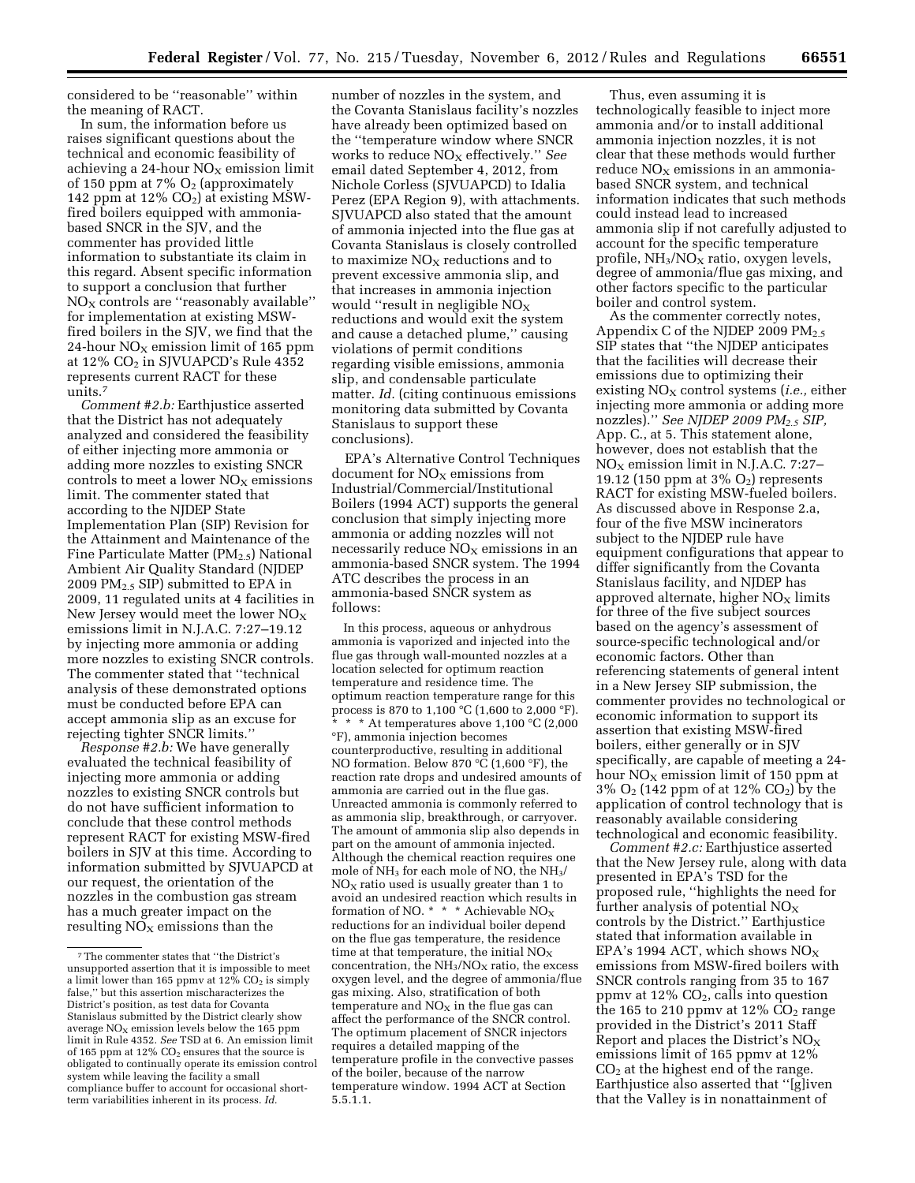considered to be "reasonable" within the meaning of RACT.

In sum, the information before us raises significant questions about the technical and economic feasibility of achieving a 24-hour $NO_X$ emission limit of 150 ppm at 7% $O_2$ (approximately 142 ppm at 12% $CO_2$) at existing MSW-fired boilers equipped with ammonia-based SNCR in the SJV, and the commenter has provided little information to substantiate its claim in this regard. Absent specific information to support a conclusion that further $NO_X$ controls are "reasonably available" for implementation at existing MSW-fired boilers in the SJV, we find that the 24-hour $NO_X$ emission limit of 165 ppm at 12% $CO_2$ in SJVUAPCD's Rule 4352 represents current RACT for these units.[7]

*Comment #2.b:* Earthjustice asserted that the District has not adequately analyzed and considered the feasibility of either injecting more ammonia or adding more nozzles to existing SNCR controls to meet a lower $NO_X$ emissions limit. The commenter stated that according to the NJDEP State Implementation Plan (SIP) Revision for the Attainment and Maintenance of the Fine Particulate Matter ($PM_{2.5}$) National Ambient Air Quality Standard (NJDEP 2009 $PM_{2.5}$ SIP) submitted to EPA in 2009, 11 regulated units at 4 facilities in New Jersey would meet the lower $NO_X$ emissions limit in N.J.A.C. 7:27–19.12 by injecting more ammonia or adding more nozzles to existing SNCR controls. The commenter stated that "technical analysis of these demonstrated options must be conducted before EPA can accept ammonia slip as an excuse for rejecting tighter SNCR limits."

*Response #2.b:* We have generally evaluated the technical feasibility of injecting more ammonia or adding nozzles to existing SNCR controls but do not have sufficient information to conclude that these control methods represent RACT for existing MSW-fired boilers in SJV at this time. According to information submitted by SJVUAPCD at our request, the orientation of the nozzles in the combustion gas stream has a much greater impact on the resulting $NO_X$ emissions than the number of nozzles in the system, and the Covanta Stanislaus facility's nozzles have already been optimized based on the "temperature window where SNCR works to reduce $NO_X$ effectively." *See* email dated September 4, 2012, from Nichole Corless (SJVUAPCD) to Idalia Perez (EPA Region 9), with attachments. SJVUAPCD also stated that the amount of ammonia injected into the flue gas at Covanta Stanislaus is closely controlled to maximize $NO_X$ reductions and to prevent excessive ammonia slip, and that increases in ammonia injection would "result in negligible $NO_X$ reductions and would exit the system and cause a detached plume," causing violations of permit conditions regarding visible emissions, ammonia slip, and condensable particulate matter. *Id.* (citing continuous emissions monitoring data submitted by Covanta Stanislaus to support these conclusions).

EPA's Alternative Control Techniques document for $NO_X$ emissions from Industrial/Commercial/Institutional Boilers (1994 ACT) supports the general conclusion that simply injecting more ammonia or adding nozzles will not necessarily reduce $NO_X$ emissions in an ammonia-based SNCR system. The 1994 ATC describes the process in an ammonia-based SNCR system as follows:

> In this process, aqueous or anhydrous ammonia is vaporized and injected into the flue gas through wall-mounted nozzles at a location selected for optimum reaction temperature and residence time. The optimum reaction temperature range for this process is 870 to 1,100 °C (1,600 to 2,000 °F). * * * At temperatures above 1,100 °C (2,000 °F), ammonia injection becomes counterproductive, resulting in additional NO formation. Below 870 °C (1,600 °F), the reaction rate drops and undesired amounts of ammonia are carried out in the flue gas. Unreacted ammonia is commonly referred to as ammonia slip, breakthrough, or carryover. The amount of ammonia slip also depends in part on the amount of ammonia injected. Although the chemical reaction requires one mole of $NH_3$ for each mole of NO, the $NH_3$/$NO_X$ ratio used is usually greater than 1 to avoid an undesired reaction which results in formation of NO. * * * Achievable $NO_X$ reductions for an individual boiler depend on the flue gas temperature, the residence time at that temperature, the initial $NO_X$ concentration, the $NH_3$/$NO_X$ ratio, the excess oxygen level, and the degree of ammonia/flue gas mixing. Also, stratification of both temperature and $NO_X$ in the flue gas can affect the performance of the SNCR control. The optimum placement of SNCR injectors requires a detailed mapping of the temperature profile in the convective passes of the boiler, because of the narrow temperature window. 1994 ACT at Section 5.5.1.1.

Thus, even assuming it is technologically feasible to inject more ammonia and/or to install additional ammonia injection nozzles, it is not clear that these methods would further reduce $NO_X$ emissions in an ammonia-based SNCR system, and technical information indicates that such methods could instead lead to increased ammonia slip if not carefully adjusted to account for the specific temperature profile, $NH_3$/$NO_X$ ratio, oxygen levels, degree of ammonia/flue gas mixing, and other factors specific to the particular boiler and control system.

As the commenter correctly notes, Appendix C of the NJDEP 2009 $PM_{2.5}$ SIP states that "the NJDEP anticipates that the facilities will decrease their emissions due to optimizing their existing $NO_X$ control systems (*i.e.,* either injecting more ammonia or adding more nozzles)." *See NJDEP 2009 $PM_{2.5}$ SIP,* App. C., at 5. This statement alone, however, does not establish that the $NO_X$ emission limit in N.J.A.C. 7:27–19.12 (150 ppm at 3% $O_2$) represents RACT for existing MSW-fueled boilers. As discussed above in Response 2.a, four of the five MSW incinerators subject to the NJDEP rule have equipment configurations that appear to differ significantly from the Covanta Stanislaus facility, and NJDEP has approved alternate, higher $NO_X$ limits for three of the five subject sources based on the agency's assessment of source-specific technological and/or economic factors. Other than referencing statements of general intent in a New Jersey SIP submission, the commenter provides no technological or economic information to support its assertion that existing MSW-fired boilers, either generally or in SJV specifically, are capable of meeting a 24-hour $NO_X$ emission limit of 150 ppm at 3% $O_2$ (142 ppm of at 12% $CO_2$) by the application of control technology that is reasonably available considering technological and economic feasibility.

*Comment #2.c:* Earthjustice asserted that the New Jersey rule, along with data presented in EPA's TSD for the proposed rule, "highlights the need for further analysis of potential $NO_X$ controls by the District." Earthjustice stated that information available in EPA's 1994 ACT, which shows $NO_X$ emissions from MSW-fired boilers with SNCR controls ranging from 35 to 167 ppmv at 12% $CO_2$, calls into question the 165 to 210 ppmv at 12% $CO_2$ range provided in the District's 2011 Staff Report and places the District's $NO_X$ emissions limit of 165 ppmv at 12% $CO_2$ at the highest end of the range. Earthjustice also asserted that "[g]iven that the Valley is in nonattainment of

---

[7] The commenter states that "the District's unsupported assertion that it is impossible to meet a limit lower than 165 ppmv at 12% $CO_2$ is simply false," but this assertion mischaracterizes the District's position, as test data for Covanta Stanislaus submitted by the District clearly show average $NO_X$ emission levels below the 165 ppm limit in Rule 4352. *See* TSD at 6. An emission limit of 165 ppm at 12% $CO_2$ ensures that the source is obligated to continually operate its emission control system while leaving the facility a small compliance buffer to account for occasional short-term variabilities inherent in its process. *Id.*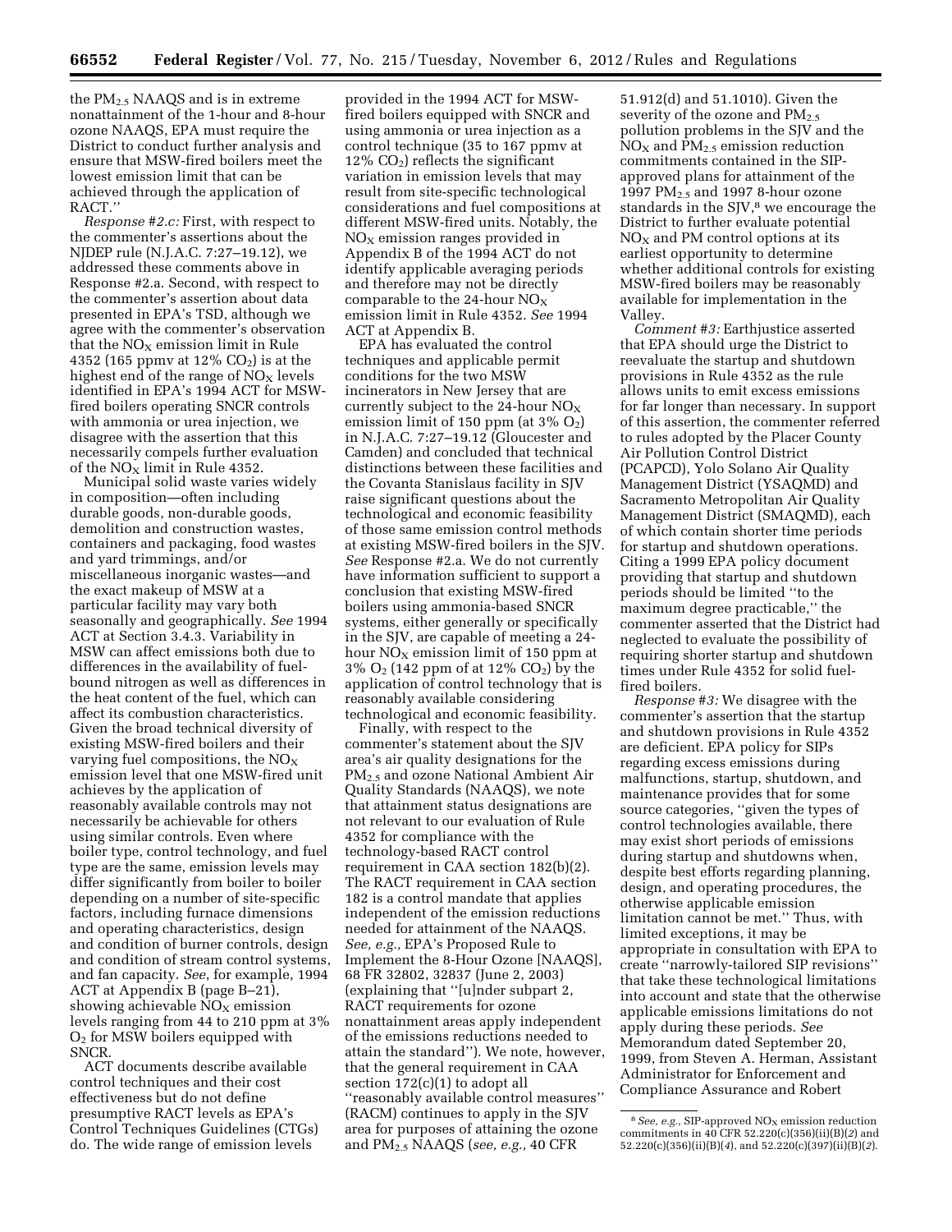the $PM_{2.5}$ NAAQS and is in extreme nonattainment of the 1-hour and 8-hour ozone NAAQS, EPA must require the District to conduct further analysis and ensure that MSW-fired boilers meet the lowest emission limit that can be achieved through the application of RACT.''

*Response #2.c:* First, with respect to the commenter's assertions about the NJDEP rule (N.J.A.C. 7:27–19.12), we addressed these comments above in Response #2.a. Second, with respect to the commenter's assertion about data presented in EPA's TSD, although we agree with the commenter's observation that the $NO_X$ emission limit in Rule 4352 (165 ppmv at 12% $CO_2$) is at the highest end of the range of $NO_X$ levels identified in EPA's 1994 ACT for MSW-fired boilers operating SNCR controls with ammonia or urea injection, we disagree with the assertion that this necessarily compels further evaluation of the $NO_X$ limit in Rule 4352.

Municipal solid waste varies widely in composition—often including durable goods, non-durable goods, demolition and construction wastes, containers and packaging, food wastes and yard trimmings, and/or miscellaneous inorganic wastes—and the exact makeup of MSW at a particular facility may vary both seasonally and geographically. *See* 1994 ACT at Section 3.4.3. Variability in MSW can affect emissions both due to differences in the availability of fuel-bound nitrogen as well as differences in the heat content of the fuel, which can affect its combustion characteristics. Given the broad technical diversity of existing MSW-fired boilers and their varying fuel compositions, the $NO_X$ emission level that one MSW-fired unit achieves by the application of reasonably available controls may not necessarily be achievable for others using similar controls. Even where boiler type, control technology, and fuel type are the same, emission levels may differ significantly from boiler to boiler depending on a number of site-specific factors, including furnace dimensions and operating characteristics, design and condition of burner controls, design and condition of stream control systems, and fan capacity. *See*, for example, 1994 ACT at Appendix B (page B–21), showing achievable $NO_X$ emission levels ranging from 44 to 210 ppm at 3% $O_2$ for MSW boilers equipped with SNCR.

ACT documents describe available control techniques and their cost effectiveness but do not define presumptive RACT levels as EPA's Control Techniques Guidelines (CTGs) do. The wide range of emission levels provided in the 1994 ACT for MSW-fired boilers equipped with SNCR and using ammonia or urea injection as a control technique (35 to 167 ppmv at 12% $CO_2$) reflects the significant variation in emission levels that may result from site-specific technological considerations and fuel compositions at different MSW-fired units. Notably, the $NO_X$ emission ranges provided in Appendix B of the 1994 ACT do not identify applicable averaging periods and therefore may not be directly comparable to the 24-hour $NO_X$ emission limit in Rule 4352. *See* 1994 ACT at Appendix B.

EPA has evaluated the control techniques and applicable permit conditions for the two MSW incinerators in New Jersey that are currently subject to the 24-hour $NO_X$ emission limit of 150 ppm (at 3% $O_2$) in N.J.A.C. 7:27–19.12 (Gloucester and Camden) and concluded that technical distinctions between these facilities and the Covanta Stanislaus facility in SJV raise significant questions about the technological and economic feasibility of those same emission control methods at existing MSW-fired boilers in the SJV. *See* Response #2.a. We do not currently have information sufficient to support a conclusion that existing MSW-fired boilers using ammonia-based SNCR systems, either generally or specifically in the SJV, are capable of meeting a 24-hour $NO_X$ emission limit of 150 ppm at 3% $O_2$ (142 ppm of at 12% $CO_2$) by the application of control technology that is reasonably available considering technological and economic feasibility.

Finally, with respect to the commenter's statement about the SJV area's air quality designations for the $PM_{2.5}$ and ozone National Ambient Air Quality Standards (NAAQS), we note that attainment status designations are not relevant to our evaluation of Rule 4352 for compliance with the technology-based RACT control requirement in CAA section 182(b)(2). The RACT requirement in CAA section 182 is a control mandate that applies independent of the emission reductions needed for attainment of the NAAQS. *See, e.g.,* EPA's Proposed Rule to Implement the 8-Hour Ozone [NAAQS], 68 FR 32802, 32837 (June 2, 2003) (explaining that ''[u]nder subpart 2, RACT requirements for ozone nonattainment areas apply independent of the emissions reductions needed to attain the standard''). We note, however, that the general requirement in CAA section 172(c)(1) to adopt all ''reasonably available control measures'' (RACM) continues to apply in the SJV area for purposes of attaining the ozone and $PM_{2.5}$ NAAQS (*see, e.g.,* 40 CFR 51.912(d) and 51.1010). Given the severity of the ozone and $PM_{2.5}$ pollution problems in the SJV and the $NO_X$ and $PM_{2.5}$ emission reduction commitments contained in the SIP-approved plans for attainment of the 1997 $PM_{2.5}$ and 1997 8-hour ozone standards in the SJV,[8] we encourage the District to further evaluate potential $NO_X$ and PM control options at its earliest opportunity to determine whether additional controls for existing MSW-fired boilers may be reasonably available for implementation in the Valley.

*Comment #3:* Earthjustice asserted that EPA should urge the District to reevaluate the startup and shutdown provisions in Rule 4352 as the rule allows units to emit excess emissions for far longer than necessary. In support of this assertion, the commenter referred to rules adopted by the Placer County Air Pollution Control District (PCAPCD), Yolo Solano Air Quality Management District (YSAQMD) and Sacramento Metropolitan Air Quality Management District (SMAQMD), each of which contain shorter time periods for startup and shutdown operations. Citing a 1999 EPA policy document providing that startup and shutdown periods should be limited ''to the maximum degree practicable,'' the commenter asserted that the District had neglected to evaluate the possibility of requiring shorter startup and shutdown times under Rule 4352 for solid fuel-fired boilers.

*Response #3:* We disagree with the commenter's assertion that the startup and shutdown provisions in Rule 4352 are deficient. EPA policy for SIPs regarding excess emissions during malfunctions, startup, shutdown, and maintenance provides that for some source categories, ''given the types of control technologies available, there may exist short periods of emissions during startup and shutdowns when, despite best efforts regarding planning, design, and operating procedures, the otherwise applicable emission limitation cannot be met.'' Thus, with limited exceptions, it may be appropriate in consultation with EPA to create ''narrowly-tailored SIP revisions'' that take these technological limitations into account and state that the otherwise applicable emissions limitations do not apply during these periods. *See* Memorandum dated September 20, 1999, from Steven A. Herman, Assistant Administrator for Enforcement and Compliance Assurance and Robert

---

[8] *See, e.g.,* SIP-approved $NO_X$ emission reduction commitments in 40 CFR 52.220(c)(356)(ii)(B)(*2*) and 52.220(c)(356)(ii)(B)(*4*), and 52.220(c)(397)(ii)(B)(*2*).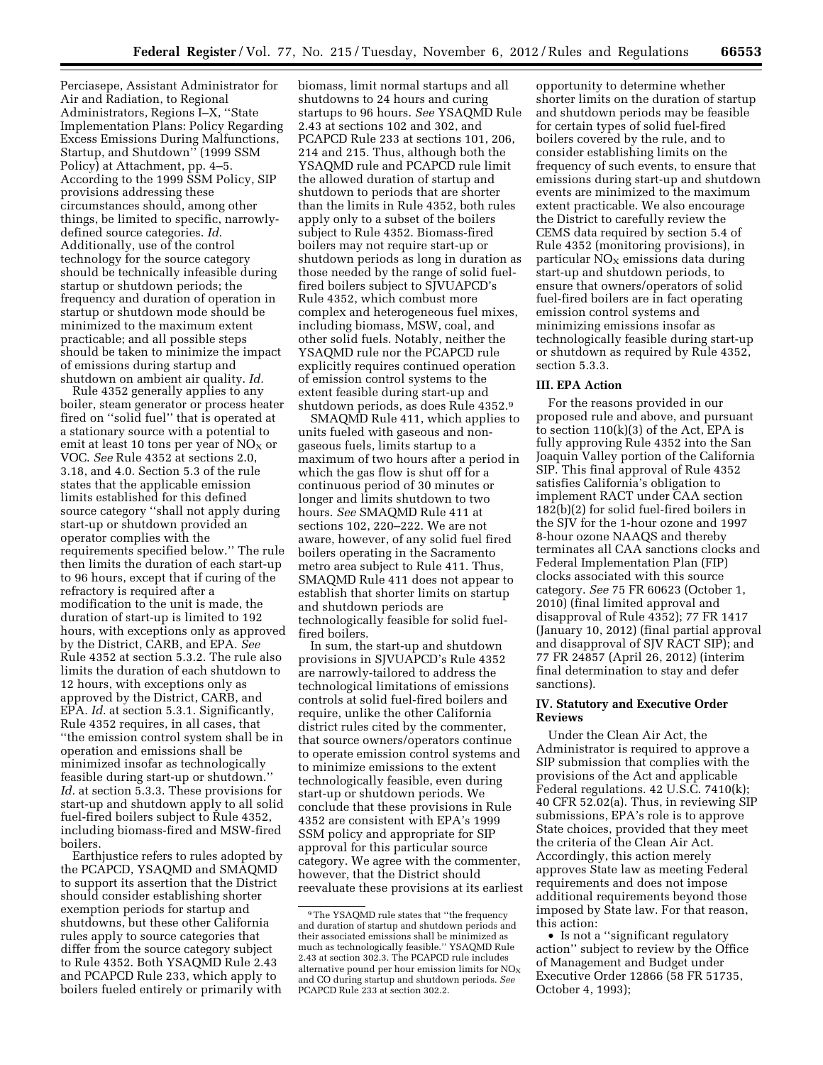Perciasepe, Assistant Administrator for Air and Radiation, to Regional Administrators, Regions I–X, ''State Implementation Plans: Policy Regarding Excess Emissions During Malfunctions, Startup, and Shutdown'' (1999 SSM Policy) at Attachment, pp. 4–5. According to the 1999 SSM Policy, SIP provisions addressing these circumstances should, among other things, be limited to specific, narrowly-defined source categories. *Id.* Additionally, use of the control technology for the source category should be technically infeasible during startup or shutdown periods; the frequency and duration of operation in startup or shutdown mode should be minimized to the maximum extent practicable; and all possible steps should be taken to minimize the impact of emissions during startup and shutdown on ambient air quality. *Id.*

Rule 4352 generally applies to any boiler, steam generator or process heater fired on ''solid fuel'' that is operated at a stationary source with a potential to emit at least 10 tons per year of $NO_X$ or VOC. *See* Rule 4352 at sections 2.0, 3.18, and 4.0. Section 5.3 of the rule states that the applicable emission limits established for this defined source category ''shall not apply during start-up or shutdown provided an operator complies with the requirements specified below.'' The rule then limits the duration of each start-up to 96 hours, except that if curing of the refractory is required after a modification to the unit is made, the duration of start-up is limited to 192 hours, with exceptions only as approved by the District, CARB, and EPA. *See* Rule 4352 at section 5.3.2. The rule also limits the duration of each shutdown to 12 hours, with exceptions only as approved by the District, CARB, and EPA. *Id.* at section 5.3.1. Significantly, Rule 4352 requires, in all cases, that ''the emission control system shall be in operation and emissions shall be minimized insofar as technologically feasible during start-up or shutdown.'' *Id.* at section 5.3.3. These provisions for start-up and shutdown apply to all solid fuel-fired boilers subject to Rule 4352, including biomass-fired and MSW-fired boilers.

Earthjustice refers to rules adopted by the PCAPCD, YSAQMD and SMAQMD to support its assertion that the District should consider establishing shorter exemption periods for startup and shutdowns, but these other California rules apply to source categories that differ from the source category subject to Rule 4352. Both YSAQMD Rule 2.43 and PCAPCD Rule 233, which apply to boilers fueled entirely or primarily with biomass, limit normal startups and all shutdowns to 24 hours and curing startups to 96 hours. *See* YSAQMD Rule 2.43 at sections 102 and 302, and PCAPCD Rule 233 at sections 101, 206, 214 and 215. Thus, although both the YSAQMD rule and PCAPCD rule limit the allowed duration of startup and shutdown to periods that are shorter than the limits in Rule 4352, both rules apply only to a subset of the boilers subject to Rule 4352. Biomass-fired boilers may not require start-up or shutdown periods as long in duration as those needed by the range of solid fuel-fired boilers subject to SJVUAPCD's Rule 4352, which combust more complex and heterogeneous fuel mixes, including biomass, MSW, coal, and other solid fuels. Notably, neither the YSAQMD rule nor the PCAPCD rule explicitly requires continued operation of emission control systems to the extent feasible during start-up and shutdown periods, as does Rule 4352.[9]

SMAQMD Rule 411, which applies to units fueled with gaseous and non-gaseous fuels, limits startup to a maximum of two hours after a period in which the gas flow is shut off for a continuous period of 30 minutes or longer and limits shutdown to two hours. *See* SMAQMD Rule 411 at sections 102, 220–222. We are not aware, however, of any solid fuel fired boilers operating in the Sacramento metro area subject to Rule 411. Thus, SMAQMD Rule 411 does not appear to establish that shorter limits on startup and shutdown periods are technologically feasible for solid fuel-fired boilers.

In sum, the start-up and shutdown provisions in SJVUAPCD's Rule 4352 are narrowly-tailored to address the technological limitations of emissions controls at solid fuel-fired boilers and require, unlike the other California district rules cited by the commenter, that source owners/operators continue to operate emission control systems and to minimize emissions to the extent technologically feasible, even during start-up or shutdown periods. We conclude that these provisions in Rule 4352 are consistent with EPA's 1999 SSM policy and appropriate for SIP approval for this particular source category. We agree with the commenter, however, that the District should reevaluate these provisions at its earliest opportunity to determine whether shorter limits on the duration of startup and shutdown periods may be feasible for certain types of solid fuel-fired boilers covered by the rule, and to consider establishing limits on the frequency of such events, to ensure that emissions during start-up and shutdown events are minimized to the maximum extent practicable. We also encourage the District to carefully review the CEMS data required by section 5.4 of Rule 4352 (monitoring provisions), in particular $NO_X$ emissions data during start-up and shutdown periods, to ensure that owners/operators of solid fuel-fired boilers are in fact operating emission control systems and minimizing emissions insofar as technologically feasible during start-up or shutdown as required by Rule 4352, section 5.3.3.

## III. EPA Action

For the reasons provided in our proposed rule and above, and pursuant to section 110(k)(3) of the Act, EPA is fully approving Rule 4352 into the San Joaquin Valley portion of the California SIP. This final approval of Rule 4352 satisfies California's obligation to implement RACT under CAA section 182(b)(2) for solid fuel-fired boilers in the SJV for the 1-hour ozone and 1997 8-hour ozone NAAQS and thereby terminates all CAA sanctions clocks and Federal Implementation Plan (FIP) clocks associated with this source category. *See* 75 FR 60623 (October 1, 2010) (final limited approval and disapproval of Rule 4352); 77 FR 1417 (January 10, 2012) (final partial approval and disapproval of SJV RACT SIP); and 77 FR 24857 (April 26, 2012) (interim final determination to stay and defer sanctions).

## IV. Statutory and Executive Order Reviews

Under the Clean Air Act, the Administrator is required to approve a SIP submission that complies with the provisions of the Act and applicable Federal regulations. 42 U.S.C. 7410(k); 40 CFR 52.02(a). Thus, in reviewing SIP submissions, EPA's role is to approve State choices, provided that they meet the criteria of the Clean Air Act. Accordingly, this action merely approves State law as meeting Federal requirements and does not impose additional requirements beyond those imposed by State law. For that reason, this action:

- Is not a ''significant regulatory action'' subject to review by the Office of Management and Budget under Executive Order 12866 (58 FR 51735, October 4, 1993);

---

[9] The YSAQMD rule states that ''the frequency and duration of startup and shutdown periods and their associated emissions shall be minimized as much as technologically feasible.'' YSAQMD Rule 2.43 at section 302.3. The PCAPCD rule includes alternative pound per hour emission limits for $NO_X$ and CO during startup and shutdown periods. *See* PCAPCD Rule 233 at section 302.2.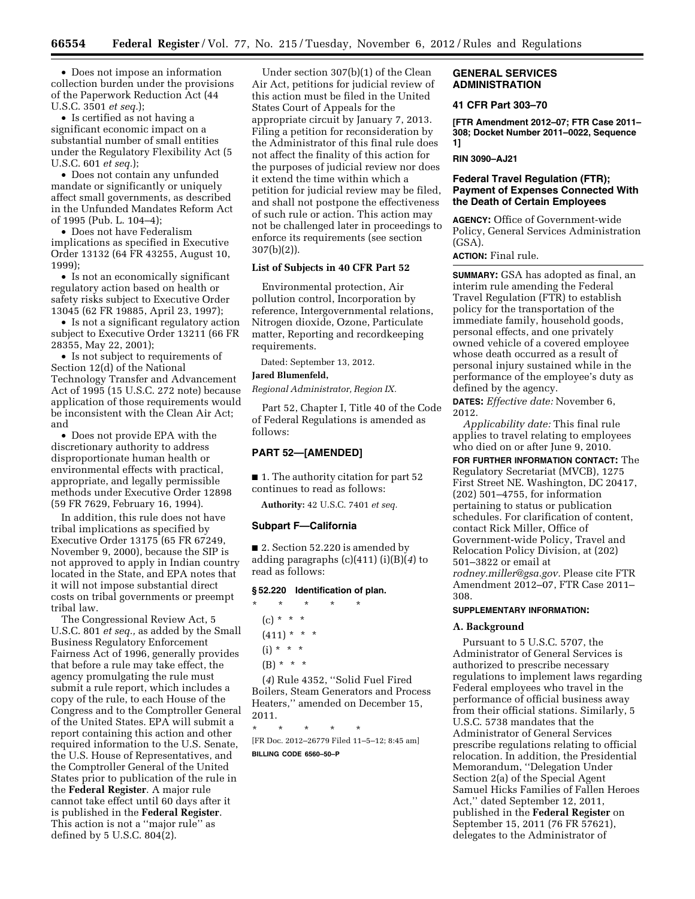• Does not impose an information collection burden under the provisions of the Paperwork Reduction Act (44 U.S.C. 3501 *et seq.*);

• Is certified as not having a significant economic impact on a substantial number of small entities under the Regulatory Flexibility Act (5 U.S.C. 601 *et seq.*);

• Does not contain any unfunded mandate or significantly or uniquely affect small governments, as described in the Unfunded Mandates Reform Act of 1995 (Pub. L. 104–4);

• Does not have Federalism implications as specified in Executive Order 13132 (64 FR 43255, August 10, 1999);

• Is not an economically significant regulatory action based on health or safety risks subject to Executive Order 13045 (62 FR 19885, April 23, 1997);

• Is not a significant regulatory action subject to Executive Order 13211 (66 FR 28355, May 22, 2001);

• Is not subject to requirements of Section 12(d) of the National Technology Transfer and Advancement Act of 1995 (15 U.S.C. 272 note) because application of those requirements would be inconsistent with the Clean Air Act; and

• Does not provide EPA with the discretionary authority to address disproportionate human health or environmental effects with practical, appropriate, and legally permissible methods under Executive Order 12898 (59 FR 7629, February 16, 1994).

In addition, this rule does not have tribal implications as specified by Executive Order 13175 (65 FR 67249, November 9, 2000), because the SIP is not approved to apply in Indian country located in the State, and EPA notes that it will not impose substantial direct costs on tribal governments or preempt tribal law.

The Congressional Review Act, 5 U.S.C. 801 *et seq.,* as added by the Small Business Regulatory Enforcement Fairness Act of 1996, generally provides that before a rule may take effect, the agency promulgating the rule must submit a rule report, which includes a copy of the rule, to each House of the Congress and to the Comptroller General of the United States. EPA will submit a report containing this action and other required information to the U.S. Senate, the U.S. House of Representatives, and the Comptroller General of the United States prior to publication of the rule in the **Federal Register**. A major rule cannot take effect until 60 days after it is published in the **Federal Register**. This action is not a ''major rule'' as defined by 5 U.S.C. 804(2).

Under section 307(b)(1) of the Clean Air Act, petitions for judicial review of this action must be filed in the United States Court of Appeals for the appropriate circuit by January 7, 2013. Filing a petition for reconsideration by the Administrator of this final rule does not affect the finality of this action for the purposes of judicial review nor does it extend the time within which a petition for judicial review may be filed, and shall not postpone the effectiveness of such rule or action. This action may not be challenged later in proceedings to enforce its requirements (see section 307(b)(2)).

**List of Subjects in 40 CFR Part 52**

Environmental protection, Air pollution control, Incorporation by reference, Intergovernmental relations, Nitrogen dioxide, Ozone, Particulate matter, Reporting and recordkeeping requirements.

Dated: September 13, 2012.

**Jared Blumenfeld,**

*Regional Administrator, Region IX.*

Part 52, Chapter I, Title 40 of the Code of Federal Regulations is amended as follows:

## PART 52—[AMENDED]

■ 1. The authority citation for part 52 continues to read as follows:

**Authority:** 42 U.S.C. 7401 *et seq.*

### Subpart F—California

■ 2. Section 52.220 is amended by adding paragraphs (c)(411) (i)(B)(*4*) to read as follows:

### § 52.220 Identification of plan.

\* \* \* \* \*

(c) \* \* \*

(411) \* \* \*

(i) \* \* \*

(B) \* \* \*

(*4*) Rule 4352, ''Solid Fuel Fired Boilers, Steam Generators and Process Heaters,'' amended on December 15, 2011.

\* \* \* \* \*

[FR Doc. 2012–26779 Filed 11–5–12; 8:45 am]

**BILLING CODE 6560–50–P**

## GENERAL SERVICES ADMINISTRATION

### 41 CFR Part 303–70

**[FTR Amendment 2012–07; FTR Case 2011–308; Docket Number 2011–0022, Sequence 1]**

**RIN 3090–AJ21**

## Federal Travel Regulation (FTR); Payment of Expenses Connected With the Death of Certain Employees

**AGENCY:** Office of Government-wide Policy, General Services Administration (GSA).

**ACTION:** Final rule.

**SUMMARY:** GSA has adopted as final, an interim rule amending the Federal Travel Regulation (FTR) to establish policy for the transportation of the immediate family, household goods, personal effects, and one privately owned vehicle of a covered employee whose death occurred as a result of personal injury sustained while in the performance of the employee's duty as defined by the agency.

**DATES:** *Effective date:* November 6, 2012.

*Applicability date:* This final rule applies to travel relating to employees who died on or after June 9, 2010.

**FOR FURTHER INFORMATION CONTACT:** The Regulatory Secretariat (MVCB), 1275 First Street NE. Washington, DC 20417, (202) 501–4755, for information pertaining to status or publication schedules. For clarification of content, contact Rick Miller, Office of Government-wide Policy, Travel and Relocation Policy Division, at (202) 501–3822 or email at *rodney.miller@gsa.gov.* Please cite FTR Amendment 2012–07, FTR Case 2011–308.

**SUPPLEMENTARY INFORMATION:**

### A. Background

Pursuant to 5 U.S.C. 5707, the Administrator of General Services is authorized to prescribe necessary regulations to implement laws regarding Federal employees who travel in the performance of official business away from their official stations. Similarly, 5 U.S.C. 5738 mandates that the Administrator of General Services prescribe regulations relating to official relocation. In addition, the Presidential Memorandum, ''Delegation Under Section 2(a) of the Special Agent Samuel Hicks Families of Fallen Heroes Act,'' dated September 12, 2011, published in the **Federal Register** on September 15, 2011 (76 FR 57621), delegates to the Administrator of